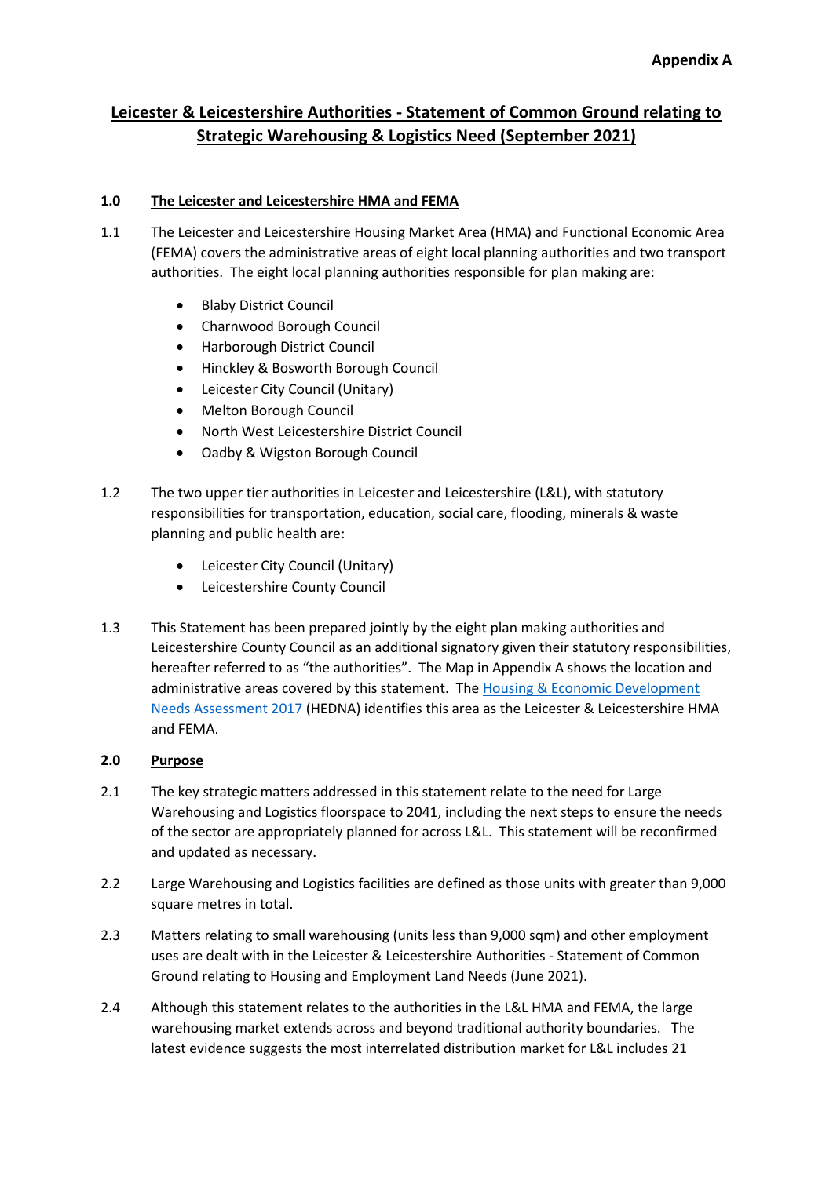**Appendix A**

# Leicester & Leicestershire Authorities - Statement of Common Ground relating to Strategic Warehousing & Logistics Need (September 2021)

## 1.0 The Leicester and Leicestershire HMA and FEMA

1.1 The Leicester and Leicestershire Housing Market Area (HMA) and Functional Economic Area (FEMA) covers the administrative areas of eight local planning authorities and two transport authorities. The eight local planning authorities responsible for plan making are:

- Blaby District Council
- Charnwood Borough Council
- Harborough District Council
- Hinckley & Bosworth Borough Council
- Leicester City Council (Unitary)
- Melton Borough Council
- North West Leicestershire District Council
- Oadby & Wigston Borough Council

1.2 The two upper tier authorities in Leicester and Leicestershire (L&L), with statutory responsibilities for transportation, education, social care, flooding, minerals & waste planning and public health are:

- Leicester City Council (Unitary)
- Leicestershire County Council

1.3 This Statement has been prepared jointly by the eight plan making authorities and Leicestershire County Council as an additional signatory given their statutory responsibilities, hereafter referred to as "the authorities". The Map in Appendix A shows the location and administrative areas covered by this statement. The Housing & Economic Development Needs Assessment 2017 (HEDNA) identifies this area as the Leicester & Leicestershire HMA and FEMA.

## 2.0 Purpose

2.1 The key strategic matters addressed in this statement relate to the need for Large Warehousing and Logistics floorspace to 2041, including the next steps to ensure the needs of the sector are appropriately planned for across L&L. This statement will be reconfirmed and updated as necessary.

2.2 Large Warehousing and Logistics facilities are defined as those units with greater than 9,000 square metres in total.

2.3 Matters relating to small warehousing (units less than 9,000 sqm) and other employment uses are dealt with in the Leicester & Leicestershire Authorities - Statement of Common Ground relating to Housing and Employment Land Needs (June 2021).

2.4 Although this statement relates to the authorities in the L&L HMA and FEMA, the large warehousing market extends across and beyond traditional authority boundaries. The latest evidence suggests the most interrelated distribution market for L&L includes 21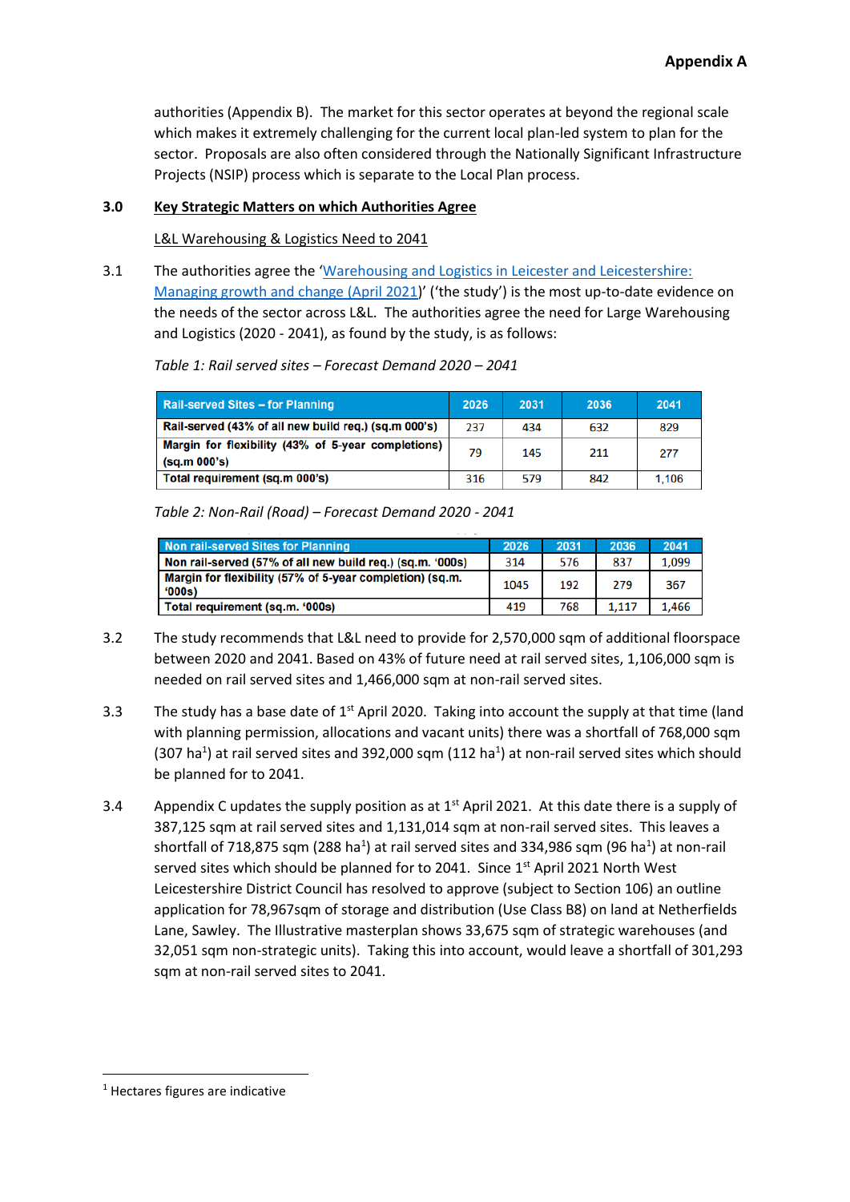authorities (Appendix B). The market for this sector operates at beyond the regional scale which makes it extremely challenging for the current local plan-led system to plan for the sector. Proposals are also often considered through the Nationally Significant Infrastructure Projects (NSIP) process which is separate to the Local Plan process.

## 3.0 Key Strategic Matters on which Authorities Agree

L&L Warehousing & Logistics Need to 2041

3.1 The authorities agree the '[Warehousing and Logistics in Leicester and Leicestershire: Managing growth and change (April 2021)]' ('the study') is the most up-to-date evidence on the needs of the sector across L&L. The authorities agree the need for Large Warehousing and Logistics (2020 - 2041), as found by the study, is as follows:

*Table 1: Rail served sites – Forecast Demand 2020 – 2041*

| Rail-served Sites – for Planning | 2026 | 2031 | 2036 | 2041 |
|---|---|---|---|---|
| Rail-served (43% of all new build req.) (sq.m 000's) | 237 | 434 | 632 | 829 |
| Margin for flexibility (43% of 5-year completions) (sq.m 000's) | 79 | 145 | 211 | 277 |
| Total requirement (sq.m 000's) | 316 | 579 | 842 | 1,106 |

*Table 2: Non-Rail (Road) – Forecast Demand 2020 - 2041*

| Non rail-served Sites for Planning | 2026 | 2031 | 2036 | 2041 |
|---|---|---|---|---|
| Non rail-served (57% of all new build req.) (sq.m. '000s) | 314 | 576 | 837 | 1,099 |
| Margin for flexibility (57% of 5-year completion) (sq.m. '000s) | 1045 | 192 | 279 | 367 |
| Total requirement (sq.m. '000s) | 419 | 768 | 1,117 | 1,466 |

3.2 The study recommends that L&L need to provide for 2,570,000 sqm of additional floorspace between 2020 and 2041. Based on 43% of future need at rail served sites, 1,106,000 sqm is needed on rail served sites and 1,466,000 sqm at non-rail served sites.

3.3 The study has a base date of 1st April 2020. Taking into account the supply at that time (land with planning permission, allocations and vacant units) there was a shortfall of 768,000 sqm (307 ha[1]) at rail served sites and 392,000 sqm (112 ha[1]) at non-rail served sites which should be planned for to 2041.

3.4 Appendix C updates the supply position as at 1st April 2021. At this date there is a supply of 387,125 sqm at rail served sites and 1,131,014 sqm at non-rail served sites. This leaves a shortfall of 718,875 sqm (288 ha[1]) at rail served sites and 334,986 sqm (96 ha[1]) at non-rail served sites which should be planned for to 2041. Since 1st April 2021 North West Leicestershire District Council has resolved to approve (subject to Section 106) an outline application for 78,967sqm of storage and distribution (Use Class B8) on land at Netherfields Lane, Sawley. The Illustrative masterplan shows 33,675 sqm of strategic warehouses (and 32,051 sqm non-strategic units). Taking this into account, would leave a shortfall of 301,293 sqm at non-rail served sites to 2041.

[1] Hectares figures are indicative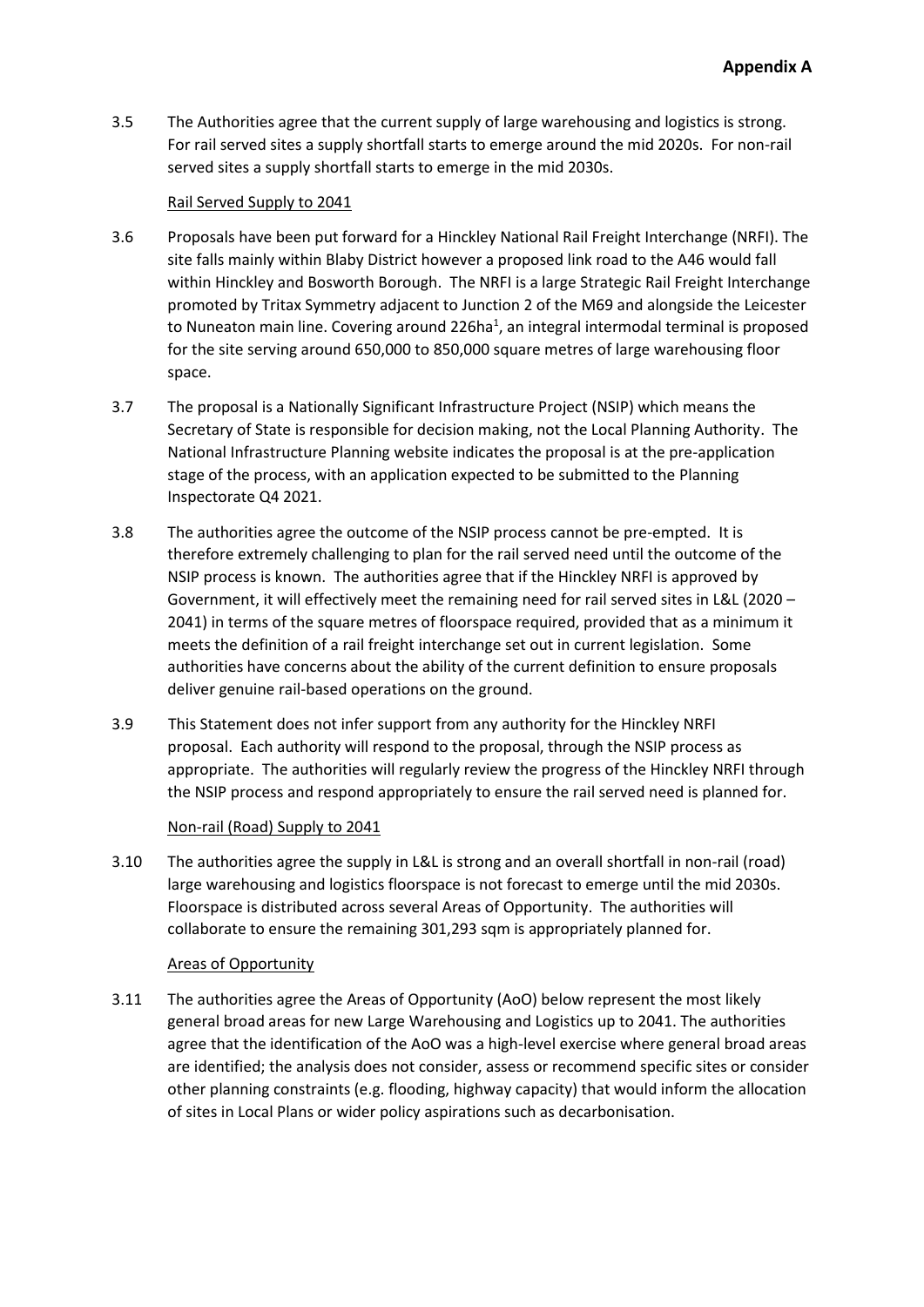**Appendix A**

3.5 The Authorities agree that the current supply of large warehousing and logistics is strong. For rail served sites a supply shortfall starts to emerge around the mid 2020s. For non-rail served sites a supply shortfall starts to emerge in the mid 2030s.

Rail Served Supply to 2041

3.6 Proposals have been put forward for a Hinckley National Rail Freight Interchange (NRFI). The site falls mainly within Blaby District however a proposed link road to the A46 would fall within Hinckley and Bosworth Borough. The NRFI is a large Strategic Rail Freight Interchange promoted by Tritax Symmetry adjacent to Junction 2 of the M69 and alongside the Leicester to Nuneaton main line. Covering around 226ha[1], an integral intermodal terminal is proposed for the site serving around 650,000 to 850,000 square metres of large warehousing floor space.

3.7 The proposal is a Nationally Significant Infrastructure Project (NSIP) which means the Secretary of State is responsible for decision making, not the Local Planning Authority. The National Infrastructure Planning website indicates the proposal is at the pre-application stage of the process, with an application expected to be submitted to the Planning Inspectorate Q4 2021.

3.8 The authorities agree the outcome of the NSIP process cannot be pre-empted. It is therefore extremely challenging to plan for the rail served need until the outcome of the NSIP process is known. The authorities agree that if the Hinckley NRFI is approved by Government, it will effectively meet the remaining need for rail served sites in L&L (2020 – 2041) in terms of the square metres of floorspace required, provided that as a minimum it meets the definition of a rail freight interchange set out in current legislation. Some authorities have concerns about the ability of the current definition to ensure proposals deliver genuine rail-based operations on the ground.

3.9 This Statement does not infer support from any authority for the Hinckley NRFI proposal. Each authority will respond to the proposal, through the NSIP process as appropriate. The authorities will regularly review the progress of the Hinckley NRFI through the NSIP process and respond appropriately to ensure the rail served need is planned for.

Non-rail (Road) Supply to 2041

3.10 The authorities agree the supply in L&L is strong and an overall shortfall in non-rail (road) large warehousing and logistics floorspace is not forecast to emerge until the mid 2030s. Floorspace is distributed across several Areas of Opportunity. The authorities will collaborate to ensure the remaining 301,293 sqm is appropriately planned for.

Areas of Opportunity

3.11 The authorities agree the Areas of Opportunity (AoO) below represent the most likely general broad areas for new Large Warehousing and Logistics up to 2041. The authorities agree that the identification of the AoO was a high-level exercise where general broad areas are identified; the analysis does not consider, assess or recommend specific sites or consider other planning constraints (e.g. flooding, highway capacity) that would inform the allocation of sites in Local Plans or wider policy aspirations such as decarbonisation.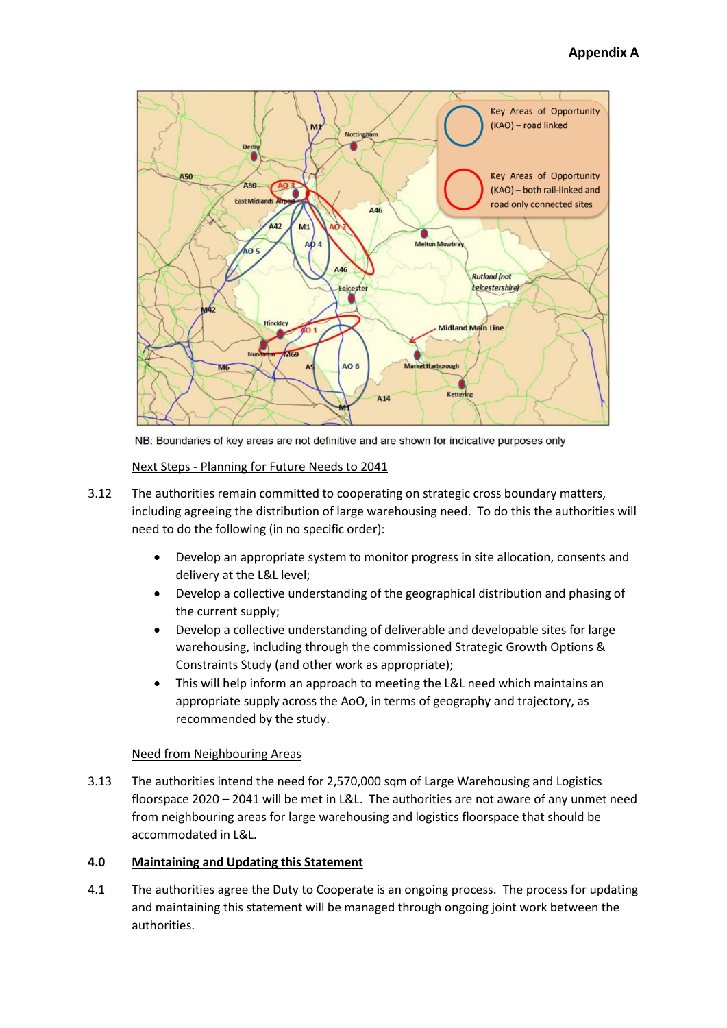**Appendix A**

NB: Boundaries of key areas are not definitive and are shown for indicative purposes only

Next Steps - Planning for Future Needs to 2041

3.12 The authorities remain committed to cooperating on strategic cross boundary matters, including agreeing the distribution of large warehousing need. To do this the authorities will need to do the following (in no specific order):

- Develop an appropriate system to monitor progress in site allocation, consents and delivery at the L&L level;
- Develop a collective understanding of the geographical distribution and phasing of the current supply;
- Develop a collective understanding of deliverable and developable sites for large warehousing, including through the commissioned Strategic Growth Options & Constraints Study (and other work as appropriate);
- This will help inform an approach to meeting the L&L need which maintains an appropriate supply across the AoO, in terms of geography and trajectory, as recommended by the study.

Need from Neighbouring Areas

3.13 The authorities intend the need for 2,570,000 sqm of Large Warehousing and Logistics floorspace 2020 – 2041 will be met in L&L. The authorities are not aware of any unmet need from neighbouring areas for large warehousing and logistics floorspace that should be accommodated in L&L.

## 4.0 Maintaining and Updating this Statement

4.1 The authorities agree the Duty to Cooperate is an ongoing process. The process for updating and maintaining this statement will be managed through ongoing joint work between the authorities.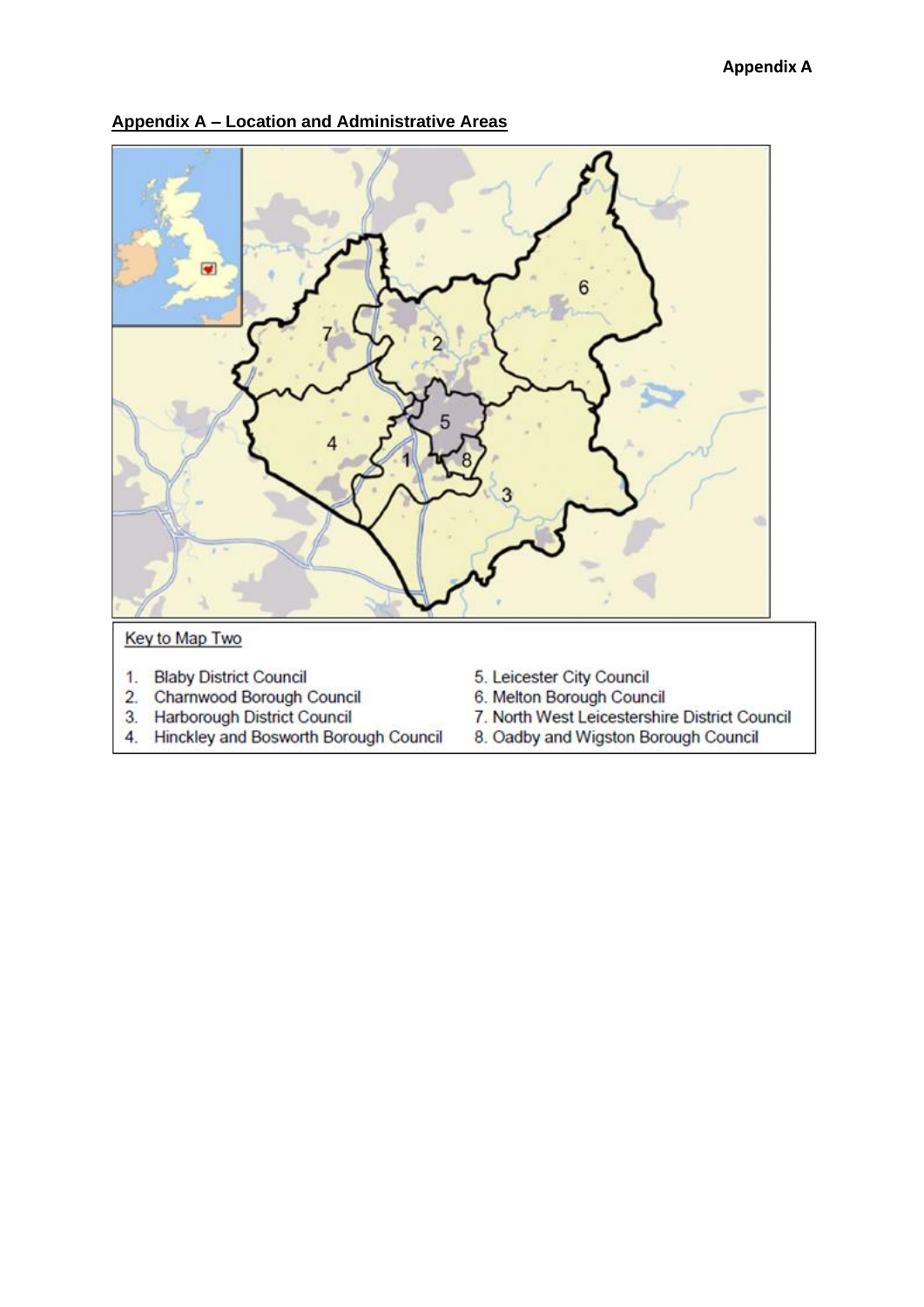## Appendix A – Location and Administrative Areas

Key to Map Two

1. Blaby District Council
2. Charnwood Borough Council
3. Harborough District Council
4. Hinckley and Bosworth Borough Council
5. Leicester City Council
6. Melton Borough Council
7. North West Leicestershire District Council
8. Oadby and Wigston Borough Council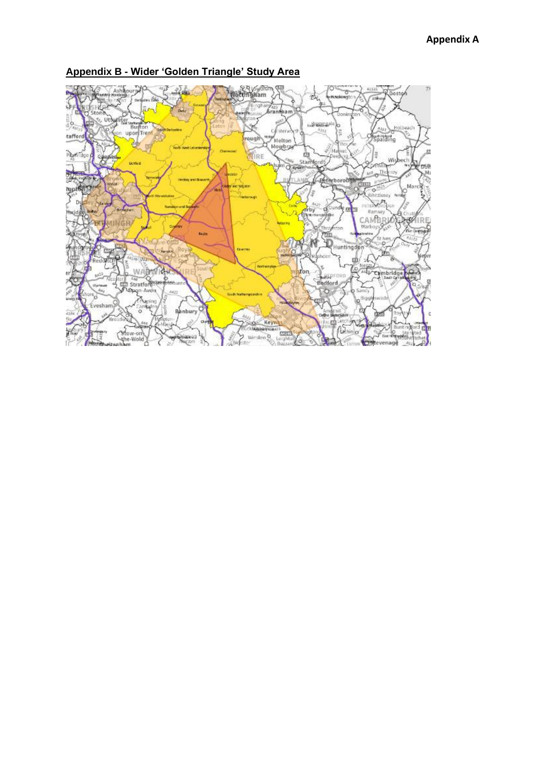**Appendix A**

## Appendix B - Wider 'Golden Triangle' Study Area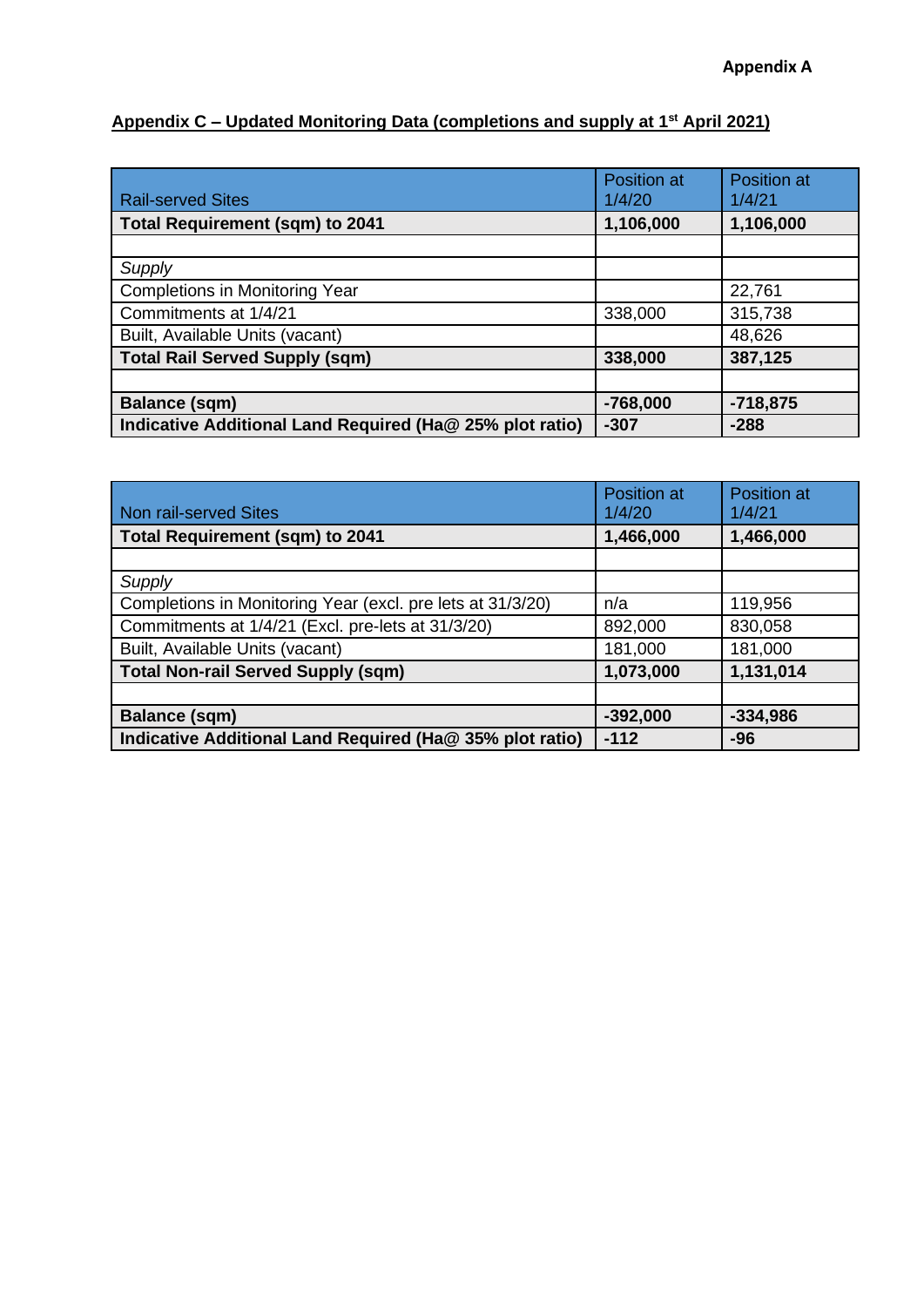**Appendix A**

## Appendix C – Updated Monitoring Data (completions and supply at 1st April 2021)

| Rail-served Sites | Position at 1/4/20 | Position at 1/4/21 |
|---|---|---|
| **Total Requirement (sqm) to 2041** | **1,106,000** | **1,106,000** |
| | | |
| *Supply* | | |
| Completions in Monitoring Year | | 22,761 |
| Commitments at 1/4/21 | 338,000 | 315,738 |
| Built, Available Units (vacant) | | 48,626 |
| **Total Rail Served Supply (sqm)** | **338,000** | **387,125** |
| | | |
| **Balance (sqm)** | **-768,000** | **-718,875** |
| **Indicative Additional Land Required (Ha@ 25% plot ratio)** | **-307** | **-288** |

| Non rail-served Sites | Position at 1/4/20 | Position at 1/4/21 |
|---|---|---|
| **Total Requirement (sqm) to 2041** | **1,466,000** | **1,466,000** |
| | | |
| *Supply* | | |
| Completions in Monitoring Year (excl. pre lets at 31/3/20) | n/a | 119,956 |
| Commitments at 1/4/21 (Excl. pre-lets at 31/3/20) | 892,000 | 830,058 |
| Built, Available Units (vacant) | 181,000 | 181,000 |
| **Total Non-rail Served Supply (sqm)** | **1,073,000** | **1,131,014** |
| | | |
| **Balance (sqm)** | **-392,000** | **-334,986** |
| **Indicative Additional Land Required (Ha@ 35% plot ratio)** | **-112** | **-96** |